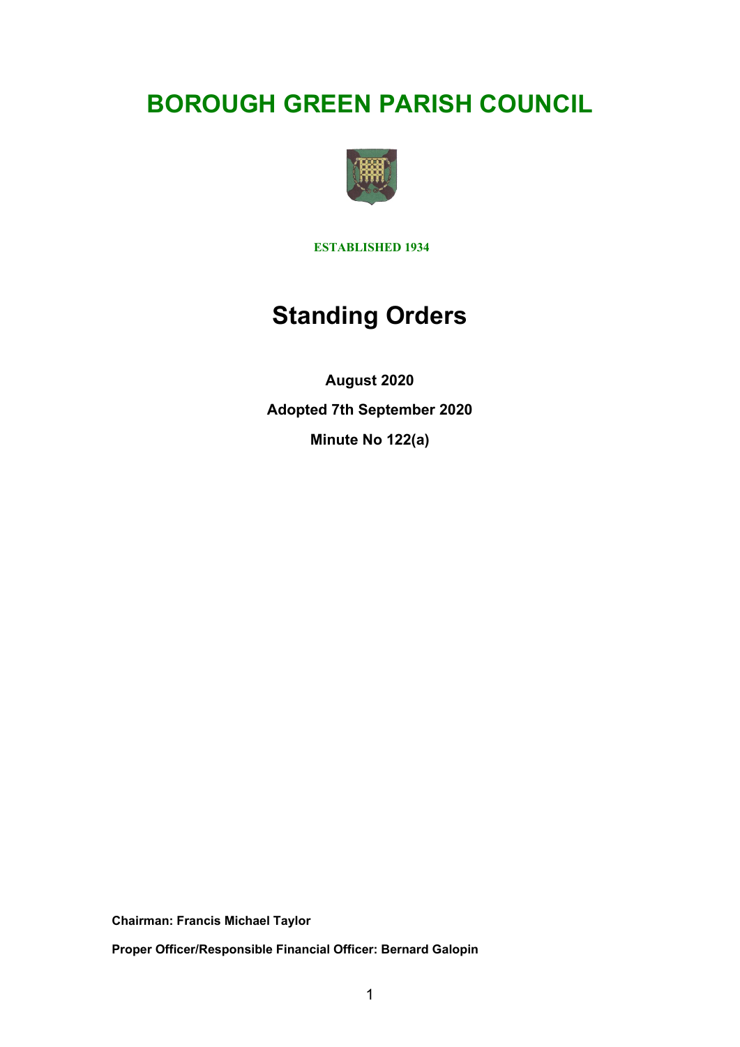# BOROUGH GREEN PARISH COUNCIL

**ESTABLISHED 1934**

# Standing Orders

**August 2020**

**Adopted 7th September 2020**

**Minute No 122(a)**

**Chairman: Francis Michael Taylor**

**Proper Officer/Responsible Financial Officer: Bernard Galopin**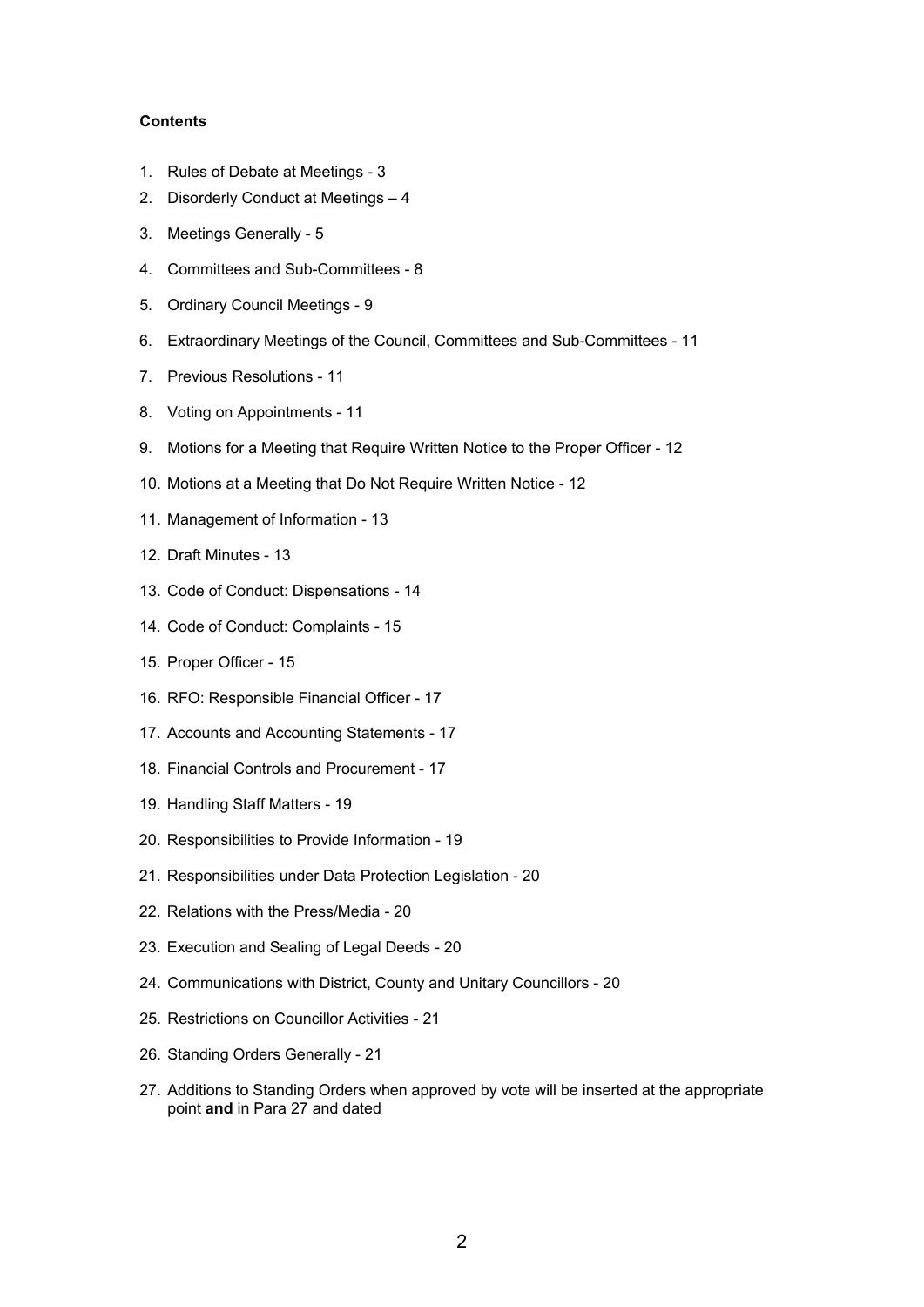**Contents**

1. Rules of Debate at Meetings - 3
2. Disorderly Conduct at Meetings – 4
3. Meetings Generally - 5
4. Committees and Sub-Committees - 8
5. Ordinary Council Meetings - 9
6. Extraordinary Meetings of the Council, Committees and Sub-Committees - 11
7. Previous Resolutions - 11
8. Voting on Appointments - 11
9. Motions for a Meeting that Require Written Notice to the Proper Officer - 12
10. Motions at a Meeting that Do Not Require Written Notice - 12
11. Management of Information - 13
12. Draft Minutes - 13
13. Code of Conduct: Dispensations - 14
14. Code of Conduct: Complaints - 15
15. Proper Officer - 15
16. RFO: Responsible Financial Officer - 17
17. Accounts and Accounting Statements - 17
18. Financial Controls and Procurement - 17
19. Handling Staff Matters - 19
20. Responsibilities to Provide Information - 19
21. Responsibilities under Data Protection Legislation - 20
22. Relations with the Press/Media - 20
23. Execution and Sealing of Legal Deeds - 20
24. Communications with District, County and Unitary Councillors - 20
25. Restrictions on Councillor Activities - 21
26. Standing Orders Generally - 21
27. Additions to Standing Orders when approved by vote will be inserted at the appropriate point **and** in Para 27 and dated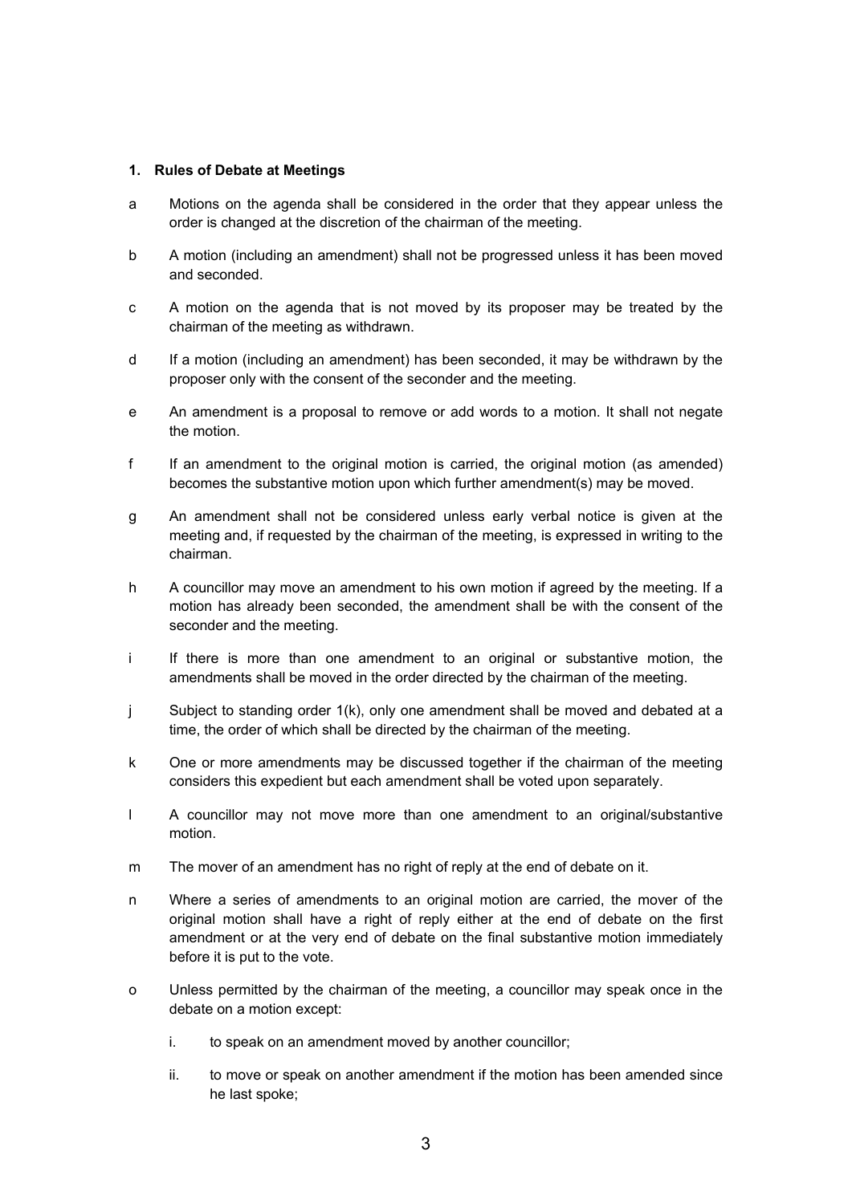## 1. Rules of Debate at Meetings

a Motions on the agenda shall be considered in the order that they appear unless the order is changed at the discretion of the chairman of the meeting.

b A motion (including an amendment) shall not be progressed unless it has been moved and seconded.

c A motion on the agenda that is not moved by its proposer may be treated by the chairman of the meeting as withdrawn.

d If a motion (including an amendment) has been seconded, it may be withdrawn by the proposer only with the consent of the seconder and the meeting.

e An amendment is a proposal to remove or add words to a motion. It shall not negate the motion.

f If an amendment to the original motion is carried, the original motion (as amended) becomes the substantive motion upon which further amendment(s) may be moved.

g An amendment shall not be considered unless early verbal notice is given at the meeting and, if requested by the chairman of the meeting, is expressed in writing to the chairman.

h A councillor may move an amendment to his own motion if agreed by the meeting. If a motion has already been seconded, the amendment shall be with the consent of the seconder and the meeting.

i If there is more than one amendment to an original or substantive motion, the amendments shall be moved in the order directed by the chairman of the meeting.

j Subject to standing order 1(k), only one amendment shall be moved and debated at a time, the order of which shall be directed by the chairman of the meeting.

k One or more amendments may be discussed together if the chairman of the meeting considers this expedient but each amendment shall be voted upon separately.

l A councillor may not move more than one amendment to an original/substantive motion.

m The mover of an amendment has no right of reply at the end of debate on it.

n Where a series of amendments to an original motion are carried, the mover of the original motion shall have a right of reply either at the end of debate on the first amendment or at the very end of debate on the final substantive motion immediately before it is put to the vote.

o Unless permitted by the chairman of the meeting, a councillor may speak once in the debate on a motion except:

   i. to speak on an amendment moved by another councillor;

   ii. to move or speak on another amendment if the motion has been amended since he last spoke;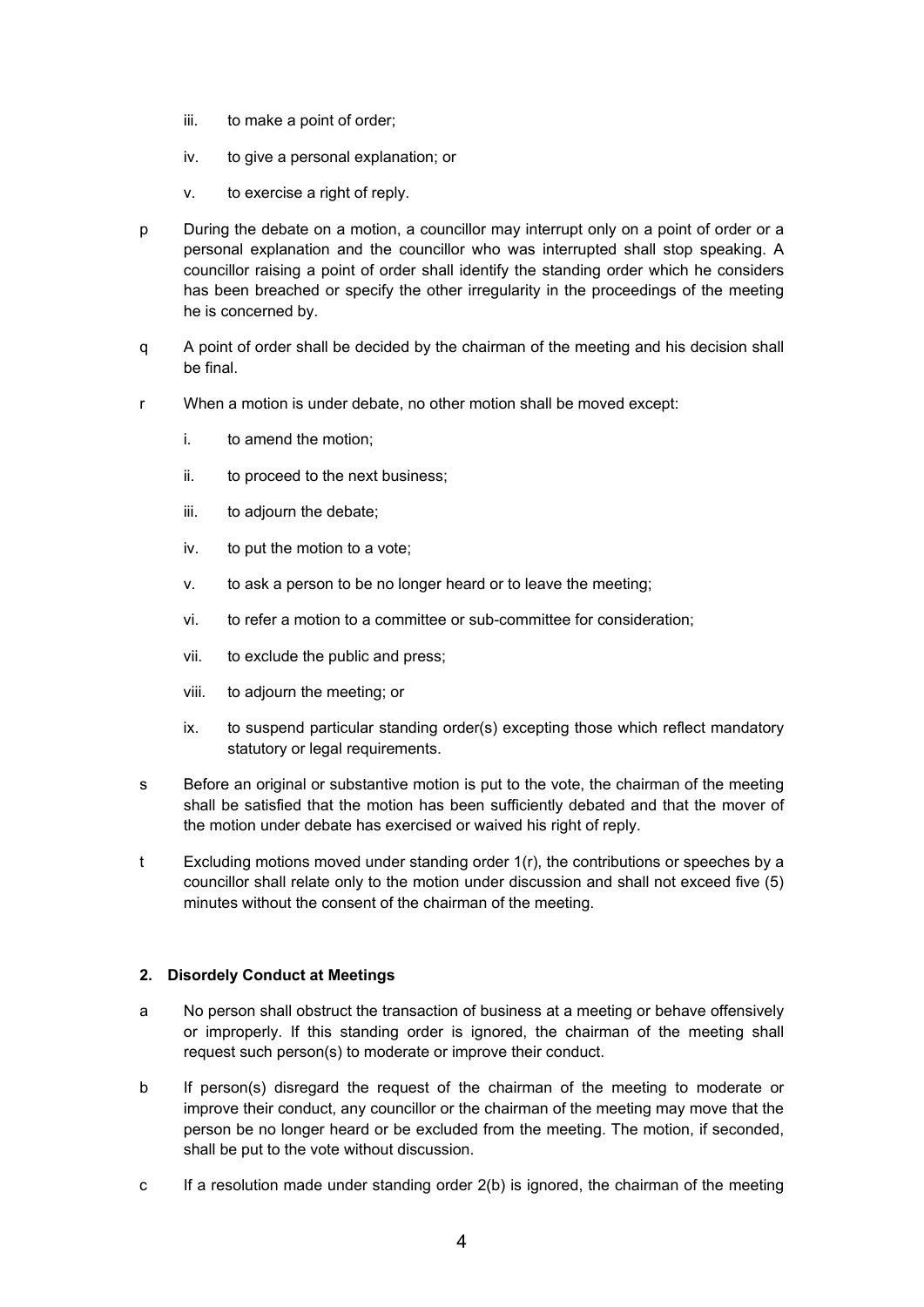iii. to make a point of order;

iv. to give a personal explanation; or

v. to exercise a right of reply.

p During the debate on a motion, a councillor may interrupt only on a point of order or a personal explanation and the councillor who was interrupted shall stop speaking. A councillor raising a point of order shall identify the standing order which he considers has been breached or specify the other irregularity in the proceedings of the meeting he is concerned by.

q A point of order shall be decided by the chairman of the meeting and his decision shall be final.

r When a motion is under debate, no other motion shall be moved except:

i. to amend the motion;

ii. to proceed to the next business;

iii. to adjourn the debate;

iv. to put the motion to a vote;

v. to ask a person to be no longer heard or to leave the meeting;

vi. to refer a motion to a committee or sub-committee for consideration;

vii. to exclude the public and press;

viii. to adjourn the meeting; or

ix. to suspend particular standing order(s) excepting those which reflect mandatory statutory or legal requirements.

s Before an original or substantive motion is put to the vote, the chairman of the meeting shall be satisfied that the motion has been sufficiently debated and that the mover of the motion under debate has exercised or waived his right of reply.

t Excluding motions moved under standing order 1(r), the contributions or speeches by a councillor shall relate only to the motion under discussion and shall not exceed five (5) minutes without the consent of the chairman of the meeting.

## 2. Disordely Conduct at Meetings

a No person shall obstruct the transaction of business at a meeting or behave offensively or improperly. If this standing order is ignored, the chairman of the meeting shall request such person(s) to moderate or improve their conduct.

b If person(s) disregard the request of the chairman of the meeting to moderate or improve their conduct, any councillor or the chairman of the meeting may move that the person be no longer heard or be excluded from the meeting. The motion, if seconded, shall be put to the vote without discussion.

c If a resolution made under standing order 2(b) is ignored, the chairman of the meeting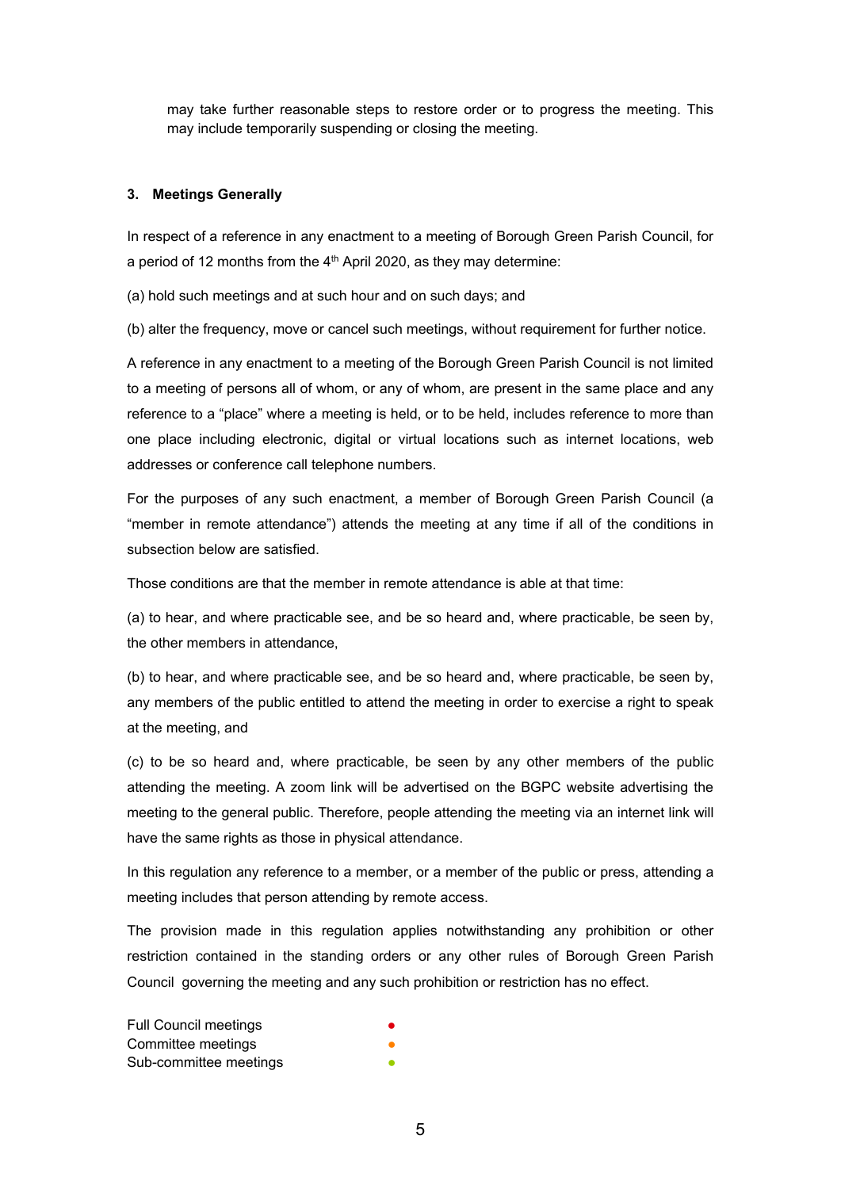may take further reasonable steps to restore order or to progress the meeting. This may include temporarily suspending or closing the meeting.

### 3. Meetings Generally

In respect of a reference in any enactment to a meeting of Borough Green Parish Council, for a period of 12 months from the 4th April 2020, as they may determine:

(a) hold such meetings and at such hour and on such days; and

(b) alter the frequency, move or cancel such meetings, without requirement for further notice.

A reference in any enactment to a meeting of the Borough Green Parish Council is not limited to a meeting of persons all of whom, or any of whom, are present in the same place and any reference to a "place" where a meeting is held, or to be held, includes reference to more than one place including electronic, digital or virtual locations such as internet locations, web addresses or conference call telephone numbers.

For the purposes of any such enactment, a member of Borough Green Parish Council (a "member in remote attendance") attends the meeting at any time if all of the conditions in subsection below are satisfied.

Those conditions are that the member in remote attendance is able at that time:

(a) to hear, and where practicable see, and be so heard and, where practicable, be seen by, the other members in attendance,

(b) to hear, and where practicable see, and be so heard and, where practicable, be seen by, any members of the public entitled to attend the meeting in order to exercise a right to speak at the meeting, and

(c) to be so heard and, where practicable, be seen by any other members of the public attending the meeting. A zoom link will be advertised on the BGPC website advertising the meeting to the general public. Therefore, people attending the meeting via an internet link will have the same rights as those in physical attendance.

In this regulation any reference to a member, or a member of the public or press, attending a meeting includes that person attending by remote access.

The provision made in this regulation applies notwithstanding any prohibition or other restriction contained in the standing orders or any other rules of Borough Green Parish Council governing the meeting and any such prohibition or restriction has no effect.

Full Council meetings ●
Committee meetings ●
Sub-committee meetings ●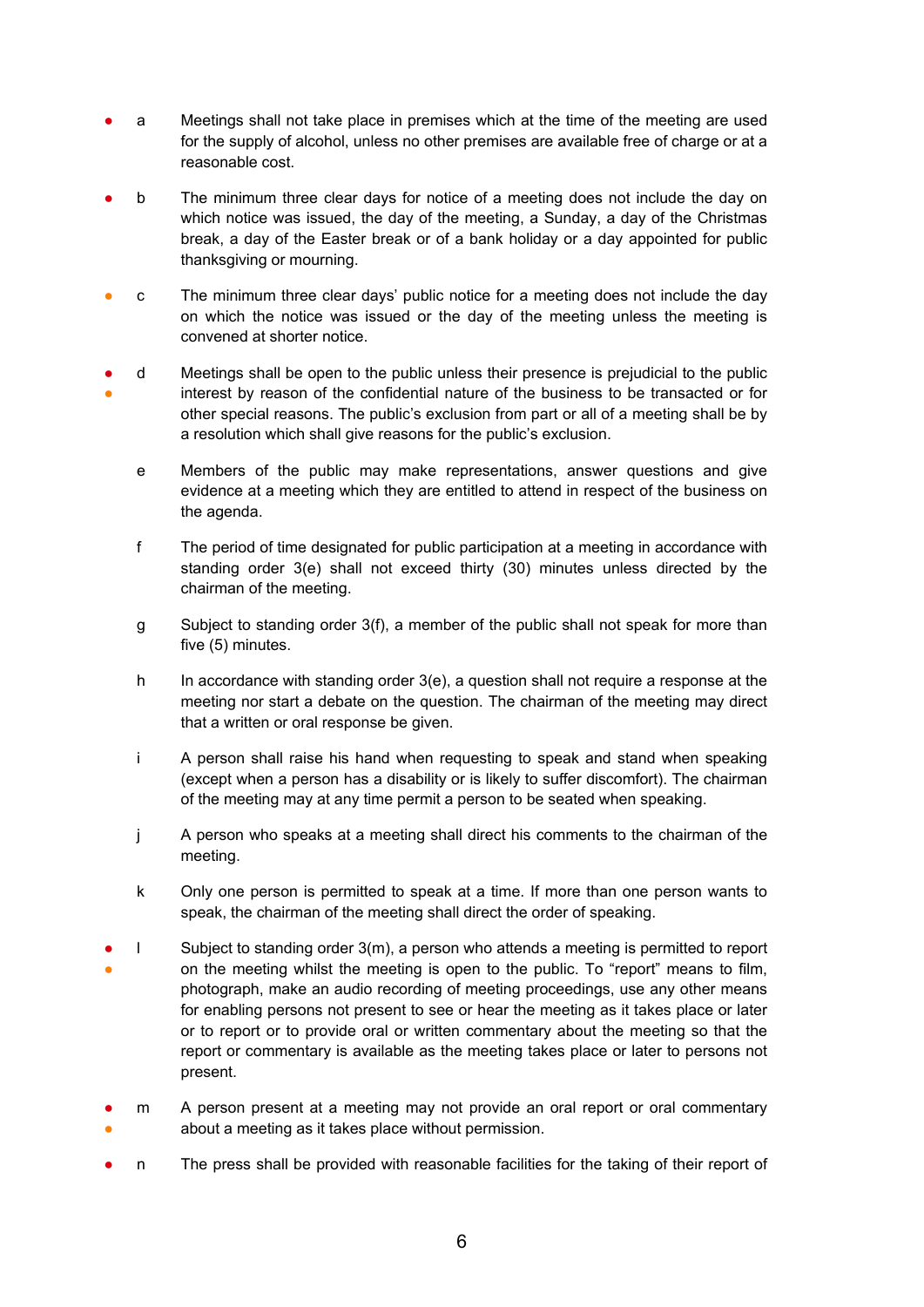- a Meetings shall not take place in premises which at the time of the meeting are used for the supply of alcohol, unless no other premises are available free of charge or at a reasonable cost.

- b The minimum three clear days for notice of a meeting does not include the day on which notice was issued, the day of the meeting, a Sunday, a day of the Christmas break, a day of the Easter break or of a bank holiday or a day appointed for public thanksgiving or mourning.

- c The minimum three clear days' public notice for a meeting does not include the day on which the notice was issued or the day of the meeting unless the meeting is convened at shorter notice.

- d Meetings shall be open to the public unless their presence is prejudicial to the public interest by reason of the confidential nature of the business to be transacted or for other special reasons. The public's exclusion from part or all of a meeting shall be by a resolution which shall give reasons for the public's exclusion.

- e Members of the public may make representations, answer questions and give evidence at a meeting which they are entitled to attend in respect of the business on the agenda.

- f The period of time designated for public participation at a meeting in accordance with standing order 3(e) shall not exceed thirty (30) minutes unless directed by the chairman of the meeting.

- g Subject to standing order 3(f), a member of the public shall not speak for more than five (5) minutes.

- h In accordance with standing order 3(e), a question shall not require a response at the meeting nor start a debate on the question. The chairman of the meeting may direct that a written or oral response be given.

- i A person shall raise his hand when requesting to speak and stand when speaking (except when a person has a disability or is likely to suffer discomfort). The chairman of the meeting may at any time permit a person to be seated when speaking.

- j A person who speaks at a meeting shall direct his comments to the chairman of the meeting.

- k Only one person is permitted to speak at a time. If more than one person wants to speak, the chairman of the meeting shall direct the order of speaking.

- l Subject to standing order 3(m), a person who attends a meeting is permitted to report on the meeting whilst the meeting is open to the public. To "report" means to film, photograph, make an audio recording of meeting proceedings, use any other means for enabling persons not present to see or hear the meeting as it takes place or later or to report or to provide oral or written commentary about the meeting so that the report or commentary is available as the meeting takes place or later to persons not present.

- m A person present at a meeting may not provide an oral report or oral commentary about a meeting as it takes place without permission.

- n The press shall be provided with reasonable facilities for the taking of their report of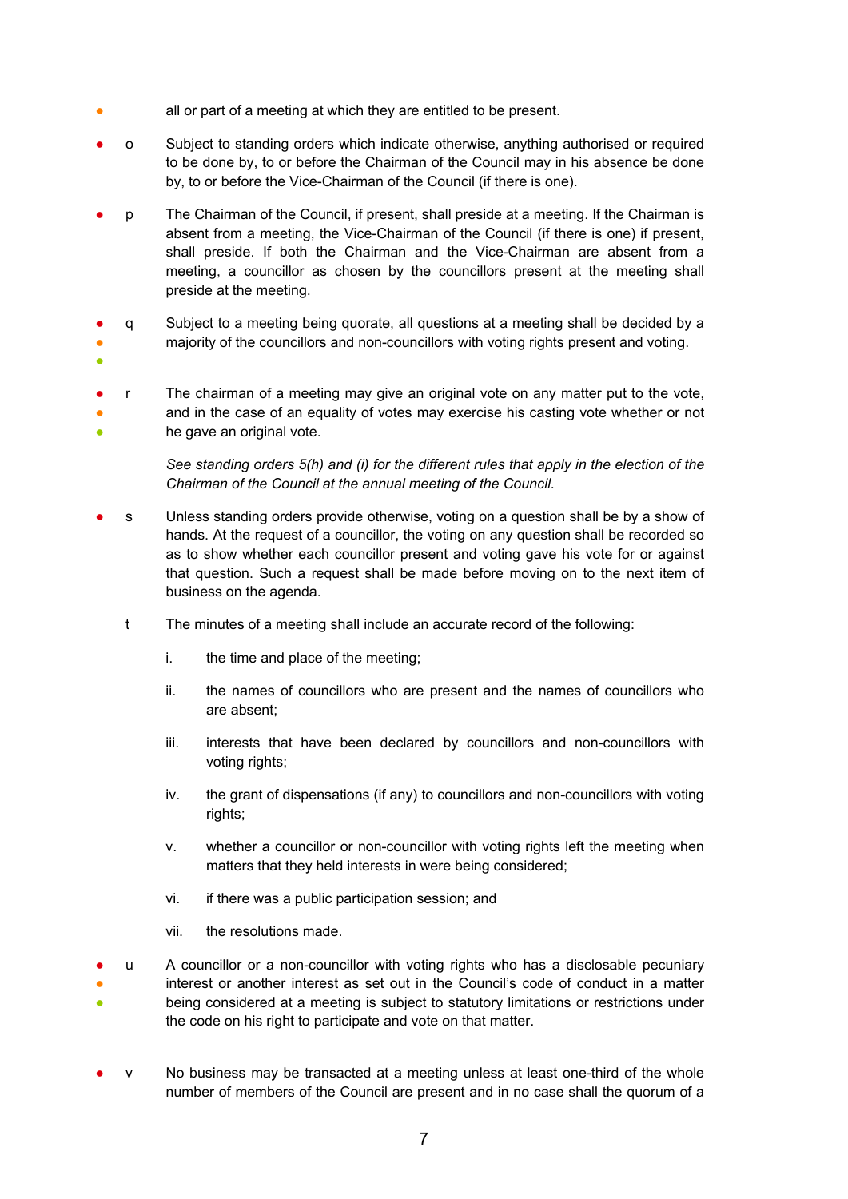all or part of a meeting at which they are entitled to be present.

o Subject to standing orders which indicate otherwise, anything authorised or required to be done by, to or before the Chairman of the Council may in his absence be done by, to or before the Vice-Chairman of the Council (if there is one).

p The Chairman of the Council, if present, shall preside at a meeting. If the Chairman is absent from a meeting, the Vice-Chairman of the Council (if there is one) if present, shall preside. If both the Chairman and the Vice-Chairman are absent from a meeting, a councillor as chosen by the councillors present at the meeting shall preside at the meeting.

q Subject to a meeting being quorate, all questions at a meeting shall be decided by a majority of the councillors and non-councillors with voting rights present and voting.

r The chairman of a meeting may give an original vote on any matter put to the vote, and in the case of an equality of votes may exercise his casting vote whether or not he gave an original vote.

*See standing orders 5(h) and (i) for the different rules that apply in the election of the Chairman of the Council at the annual meeting of the Council.*

s Unless standing orders provide otherwise, voting on a question shall be by a show of hands. At the request of a councillor, the voting on any question shall be recorded so as to show whether each councillor present and voting gave his vote for or against that question. Such a request shall be made before moving on to the next item of business on the agenda.

t The minutes of a meeting shall include an accurate record of the following:

i. the time and place of the meeting;

ii. the names of councillors who are present and the names of councillors who are absent;

iii. interests that have been declared by councillors and non-councillors with voting rights;

iv. the grant of dispensations (if any) to councillors and non-councillors with voting rights;

v. whether a councillor or non-councillor with voting rights left the meeting when matters that they held interests in were being considered;

vi. if there was a public participation session; and

vii. the resolutions made.

u A councillor or a non-councillor with voting rights who has a disclosable pecuniary interest or another interest as set out in the Council's code of conduct in a matter being considered at a meeting is subject to statutory limitations or restrictions under the code on his right to participate and vote on that matter.

v No business may be transacted at a meeting unless at least one-third of the whole number of members of the Council are present and in no case shall the quorum of a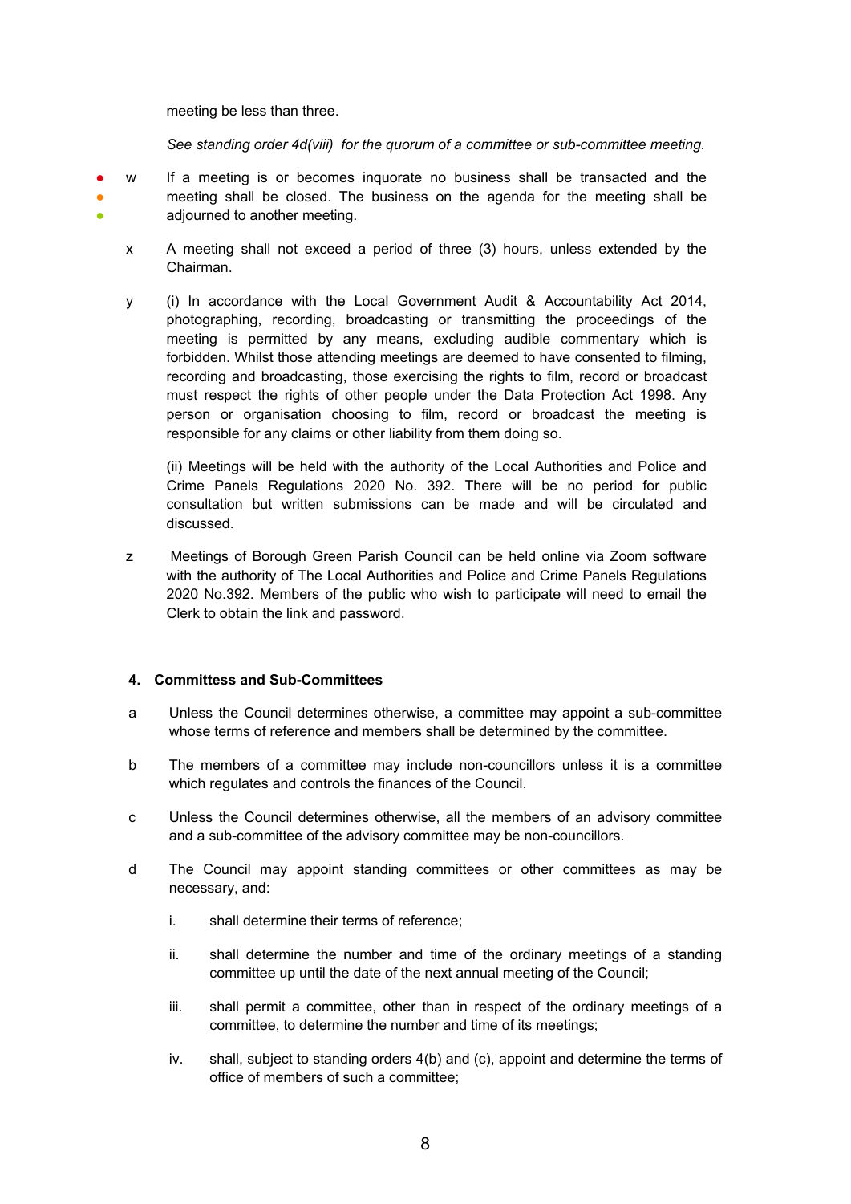meeting be less than three.

*See standing order 4d(viii) for the quorum of a committee or sub-committee meeting.*

w If a meeting is or becomes inquorate no business shall be transacted and the meeting shall be closed. The business on the agenda for the meeting shall be adjourned to another meeting.

x A meeting shall not exceed a period of three (3) hours, unless extended by the Chairman.

y (i) In accordance with the Local Government Audit & Accountability Act 2014, photographing, recording, broadcasting or transmitting the proceedings of the meeting is permitted by any means, excluding audible commentary which is forbidden. Whilst those attending meetings are deemed to have consented to filming, recording and broadcasting, those exercising the rights to film, record or broadcast must respect the rights of other people under the Data Protection Act 1998. Any person or organisation choosing to film, record or broadcast the meeting is responsible for any claims or other liability from them doing so.

(ii) Meetings will be held with the authority of the Local Authorities and Police and Crime Panels Regulations 2020 No. 392. There will be no period for public consultation but written submissions can be made and will be circulated and discussed.

z Meetings of Borough Green Parish Council can be held online via Zoom software with the authority of The Local Authorities and Police and Crime Panels Regulations 2020 No.392. Members of the public who wish to participate will need to email the Clerk to obtain the link and password.

## 4. Committess and Sub-Committees

a Unless the Council determines otherwise, a committee may appoint a sub-committee whose terms of reference and members shall be determined by the committee.

b The members of a committee may include non-councillors unless it is a committee which regulates and controls the finances of the Council.

c Unless the Council determines otherwise, all the members of an advisory committee and a sub-committee of the advisory committee may be non-councillors.

d The Council may appoint standing committees or other committees as may be necessary, and:

i. shall determine their terms of reference;

ii. shall determine the number and time of the ordinary meetings of a standing committee up until the date of the next annual meeting of the Council;

iii. shall permit a committee, other than in respect of the ordinary meetings of a committee, to determine the number and time of its meetings;

iv. shall, subject to standing orders 4(b) and (c), appoint and determine the terms of office of members of such a committee;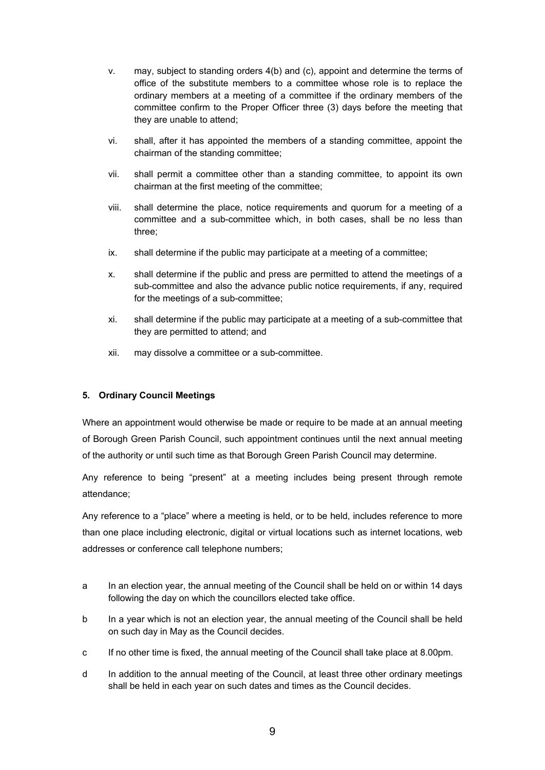v. may, subject to standing orders 4(b) and (c), appoint and determine the terms of office of the substitute members to a committee whose role is to replace the ordinary members at a meeting of a committee if the ordinary members of the committee confirm to the Proper Officer three (3) days before the meeting that they are unable to attend;

vi. shall, after it has appointed the members of a standing committee, appoint the chairman of the standing committee;

vii. shall permit a committee other than a standing committee, to appoint its own chairman at the first meeting of the committee;

viii. shall determine the place, notice requirements and quorum for a meeting of a committee and a sub-committee which, in both cases, shall be no less than three;

ix. shall determine if the public may participate at a meeting of a committee;

x. shall determine if the public and press are permitted to attend the meetings of a sub-committee and also the advance public notice requirements, if any, required for the meetings of a sub-committee;

xi. shall determine if the public may participate at a meeting of a sub-committee that they are permitted to attend; and

xii. may dissolve a committee or a sub-committee.

**5. Ordinary Council Meetings**

Where an appointment would otherwise be made or require to be made at an annual meeting of Borough Green Parish Council, such appointment continues until the next annual meeting of the authority or until such time as that Borough Green Parish Council may determine.

Any reference to being "present" at a meeting includes being present through remote attendance;

Any reference to a "place" where a meeting is held, or to be held, includes reference to more than one place including electronic, digital or virtual locations such as internet locations, web addresses or conference call telephone numbers;

a In an election year, the annual meeting of the Council shall be held on or within 14 days following the day on which the councillors elected take office.

b In a year which is not an election year, the annual meeting of the Council shall be held on such day in May as the Council decides.

c If no other time is fixed, the annual meeting of the Council shall take place at 8.00pm.

d In addition to the annual meeting of the Council, at least three other ordinary meetings shall be held in each year on such dates and times as the Council decides.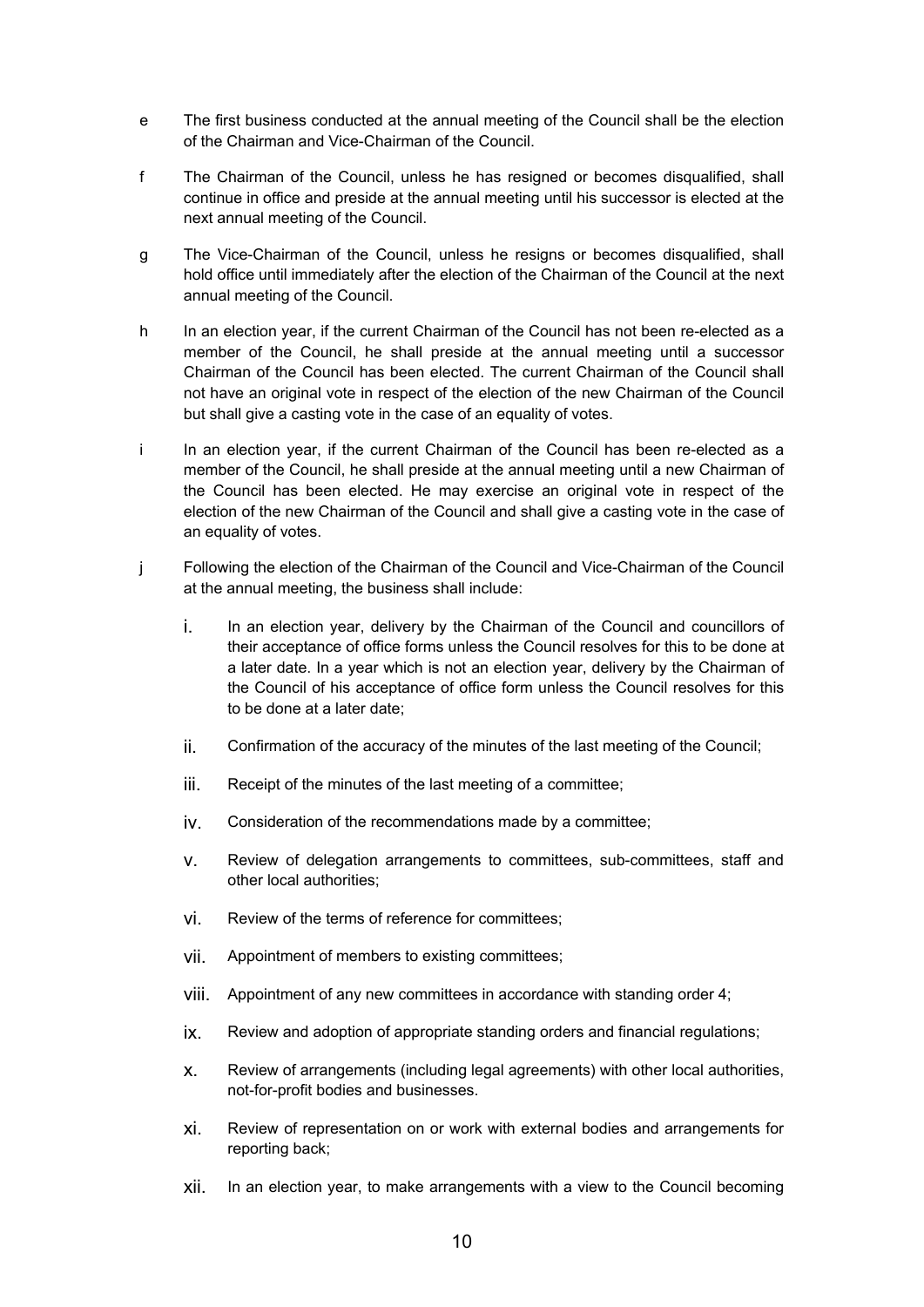e The first business conducted at the annual meeting of the Council shall be the election of the Chairman and Vice-Chairman of the Council.

f The Chairman of the Council, unless he has resigned or becomes disqualified, shall continue in office and preside at the annual meeting until his successor is elected at the next annual meeting of the Council.

g The Vice-Chairman of the Council, unless he resigns or becomes disqualified, shall hold office until immediately after the election of the Chairman of the Council at the next annual meeting of the Council.

h In an election year, if the current Chairman of the Council has not been re-elected as a member of the Council, he shall preside at the annual meeting until a successor Chairman of the Council has been elected. The current Chairman of the Council shall not have an original vote in respect of the election of the new Chairman of the Council but shall give a casting vote in the case of an equality of votes.

i In an election year, if the current Chairman of the Council has been re-elected as a member of the Council, he shall preside at the annual meeting until a new Chairman of the Council has been elected. He may exercise an original vote in respect of the election of the new Chairman of the Council and shall give a casting vote in the case of an equality of votes.

j Following the election of the Chairman of the Council and Vice-Chairman of the Council at the annual meeting, the business shall include:

  i. In an election year, delivery by the Chairman of the Council and councillors of their acceptance of office forms unless the Council resolves for this to be done at a later date. In a year which is not an election year, delivery by the Chairman of the Council of his acceptance of office form unless the Council resolves for this to be done at a later date;

  ii. Confirmation of the accuracy of the minutes of the last meeting of the Council;

  iii. Receipt of the minutes of the last meeting of a committee;

  iv. Consideration of the recommendations made by a committee;

  v. Review of delegation arrangements to committees, sub-committees, staff and other local authorities;

  vi. Review of the terms of reference for committees;

  vii. Appointment of members to existing committees;

  viii. Appointment of any new committees in accordance with standing order 4;

  ix. Review and adoption of appropriate standing orders and financial regulations;

  x. Review of arrangements (including legal agreements) with other local authorities, not-for-profit bodies and businesses.

  xi. Review of representation on or work with external bodies and arrangements for reporting back;

  xii. In an election year, to make arrangements with a view to the Council becoming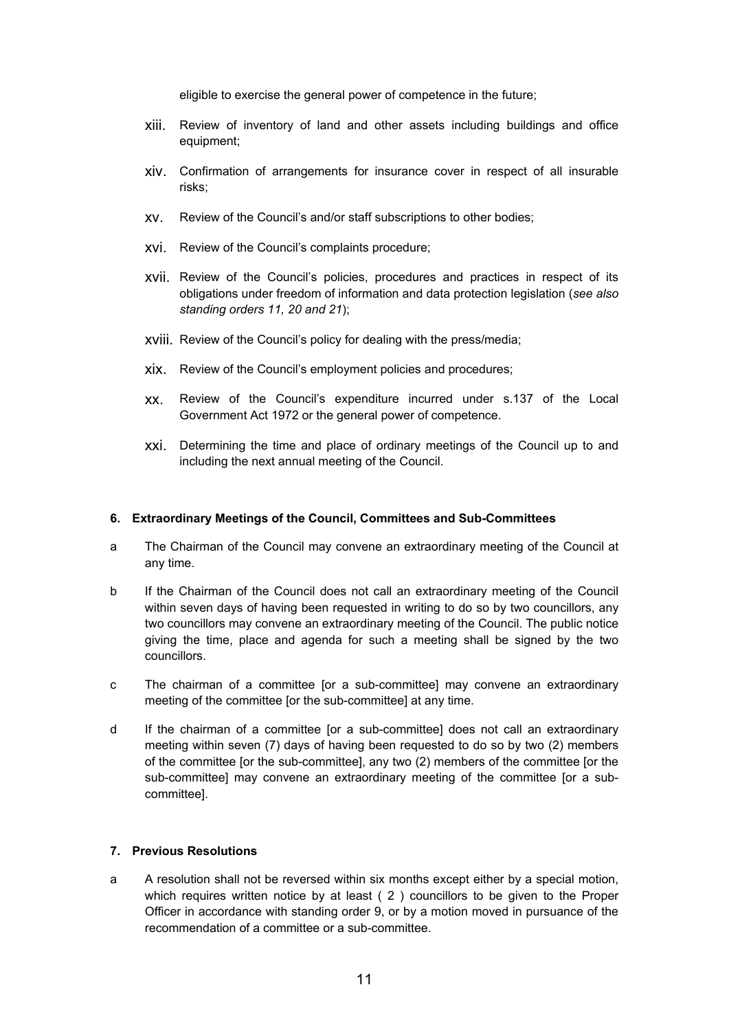eligible to exercise the general power of competence in the future;

xiii. Review of inventory of land and other assets including buildings and office equipment;

xiv. Confirmation of arrangements for insurance cover in respect of all insurable risks;

xv. Review of the Council's and/or staff subscriptions to other bodies;

xvi. Review of the Council's complaints procedure;

xvii. Review of the Council's policies, procedures and practices in respect of its obligations under freedom of information and data protection legislation (*see also standing orders 11, 20 and 21*);

xviii. Review of the Council's policy for dealing with the press/media;

xix. Review of the Council's employment policies and procedures;

xx. Review of the Council's expenditure incurred under s.137 of the Local Government Act 1972 or the general power of competence.

xxi. Determining the time and place of ordinary meetings of the Council up to and including the next annual meeting of the Council.

**6. Extraordinary Meetings of the Council, Committees and Sub-Committees**

a The Chairman of the Council may convene an extraordinary meeting of the Council at any time.

b If the Chairman of the Council does not call an extraordinary meeting of the Council within seven days of having been requested in writing to do so by two councillors, any two councillors may convene an extraordinary meeting of the Council. The public notice giving the time, place and agenda for such a meeting shall be signed by the two councillors.

c The chairman of a committee [or a sub-committee] may convene an extraordinary meeting of the committee [or the sub-committee] at any time.

d If the chairman of a committee [or a sub-committee] does not call an extraordinary meeting within seven (7) days of having been requested to do so by two (2) members of the committee [or the sub-committee], any two (2) members of the committee [or the sub-committee] may convene an extraordinary meeting of the committee [or a sub-committee].

**7. Previous Resolutions**

a A resolution shall not be reversed within six months except either by a special motion, which requires written notice by at least ( 2 ) councillors to be given to the Proper Officer in accordance with standing order 9, or by a motion moved in pursuance of the recommendation of a committee or a sub-committee.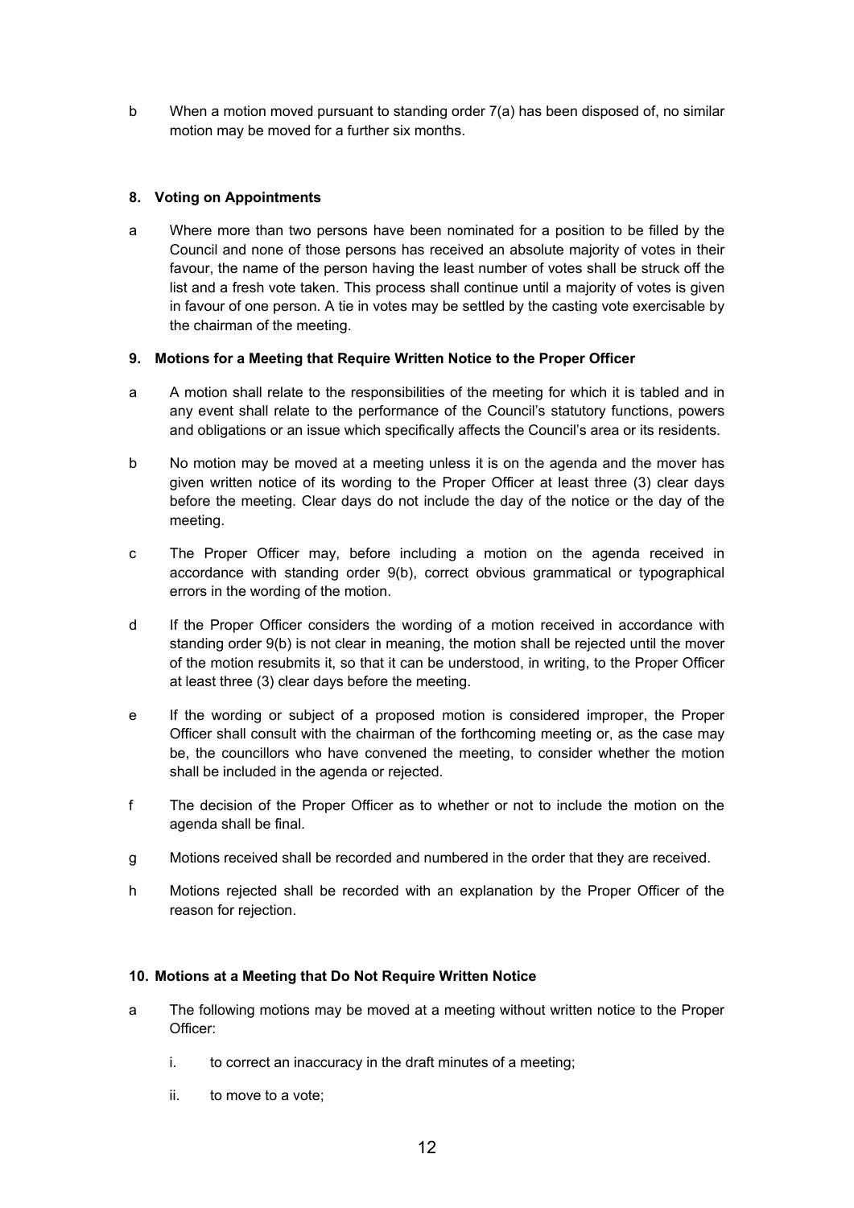b When a motion moved pursuant to standing order 7(a) has been disposed of, no similar motion may be moved for a further six months.

## 8. Voting on Appointments

a Where more than two persons have been nominated for a position to be filled by the Council and none of those persons has received an absolute majority of votes in their favour, the name of the person having the least number of votes shall be struck off the list and a fresh vote taken. This process shall continue until a majority of votes is given in favour of one person. A tie in votes may be settled by the casting vote exercisable by the chairman of the meeting.

## 9. Motions for a Meeting that Require Written Notice to the Proper Officer

a A motion shall relate to the responsibilities of the meeting for which it is tabled and in any event shall relate to the performance of the Council's statutory functions, powers and obligations or an issue which specifically affects the Council's area or its residents.

b No motion may be moved at a meeting unless it is on the agenda and the mover has given written notice of its wording to the Proper Officer at least three (3) clear days before the meeting. Clear days do not include the day of the notice or the day of the meeting.

c The Proper Officer may, before including a motion on the agenda received in accordance with standing order 9(b), correct obvious grammatical or typographical errors in the wording of the motion.

d If the Proper Officer considers the wording of a motion received in accordance with standing order 9(b) is not clear in meaning, the motion shall be rejected until the mover of the motion resubmits it, so that it can be understood, in writing, to the Proper Officer at least three (3) clear days before the meeting.

e If the wording or subject of a proposed motion is considered improper, the Proper Officer shall consult with the chairman of the forthcoming meeting or, as the case may be, the councillors who have convened the meeting, to consider whether the motion shall be included in the agenda or rejected.

f The decision of the Proper Officer as to whether or not to include the motion on the agenda shall be final.

g Motions received shall be recorded and numbered in the order that they are received.

h Motions rejected shall be recorded with an explanation by the Proper Officer of the reason for rejection.

## 10. Motions at a Meeting that Do Not Require Written Notice

a The following motions may be moved at a meeting without written notice to the Proper Officer:

   i. to correct an inaccuracy in the draft minutes of a meeting;

   ii. to move to a vote;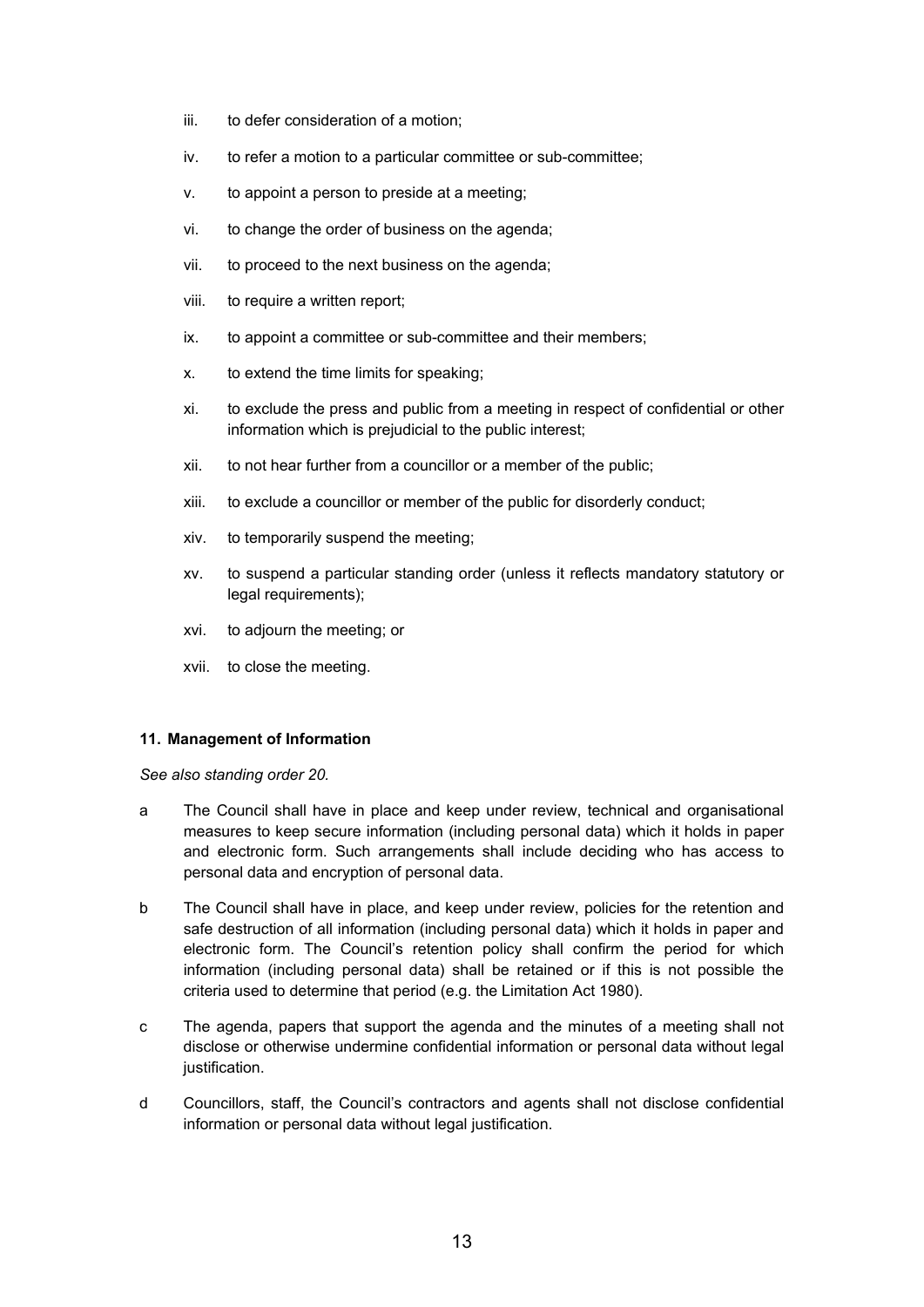iii. to defer consideration of a motion;

iv. to refer a motion to a particular committee or sub-committee;

v. to appoint a person to preside at a meeting;

vi. to change the order of business on the agenda;

vii. to proceed to the next business on the agenda;

viii. to require a written report;

ix. to appoint a committee or sub-committee and their members;

x. to extend the time limits for speaking;

xi. to exclude the press and public from a meeting in respect of confidential or other information which is prejudicial to the public interest;

xii. to not hear further from a councillor or a member of the public;

xiii. to exclude a councillor or member of the public for disorderly conduct;

xiv. to temporarily suspend the meeting;

xv. to suspend a particular standing order (unless it reflects mandatory statutory or legal requirements);

xvi. to adjourn the meeting; or

xvii. to close the meeting.

### 11. Management of Information

*See also standing order 20.*

a The Council shall have in place and keep under review, technical and organisational measures to keep secure information (including personal data) which it holds in paper and electronic form. Such arrangements shall include deciding who has access to personal data and encryption of personal data.

b The Council shall have in place, and keep under review, policies for the retention and safe destruction of all information (including personal data) which it holds in paper and electronic form. The Council's retention policy shall confirm the period for which information (including personal data) shall be retained or if this is not possible the criteria used to determine that period (e.g. the Limitation Act 1980).

c The agenda, papers that support the agenda and the minutes of a meeting shall not disclose or otherwise undermine confidential information or personal data without legal justification.

d Councillors, staff, the Council's contractors and agents shall not disclose confidential information or personal data without legal justification.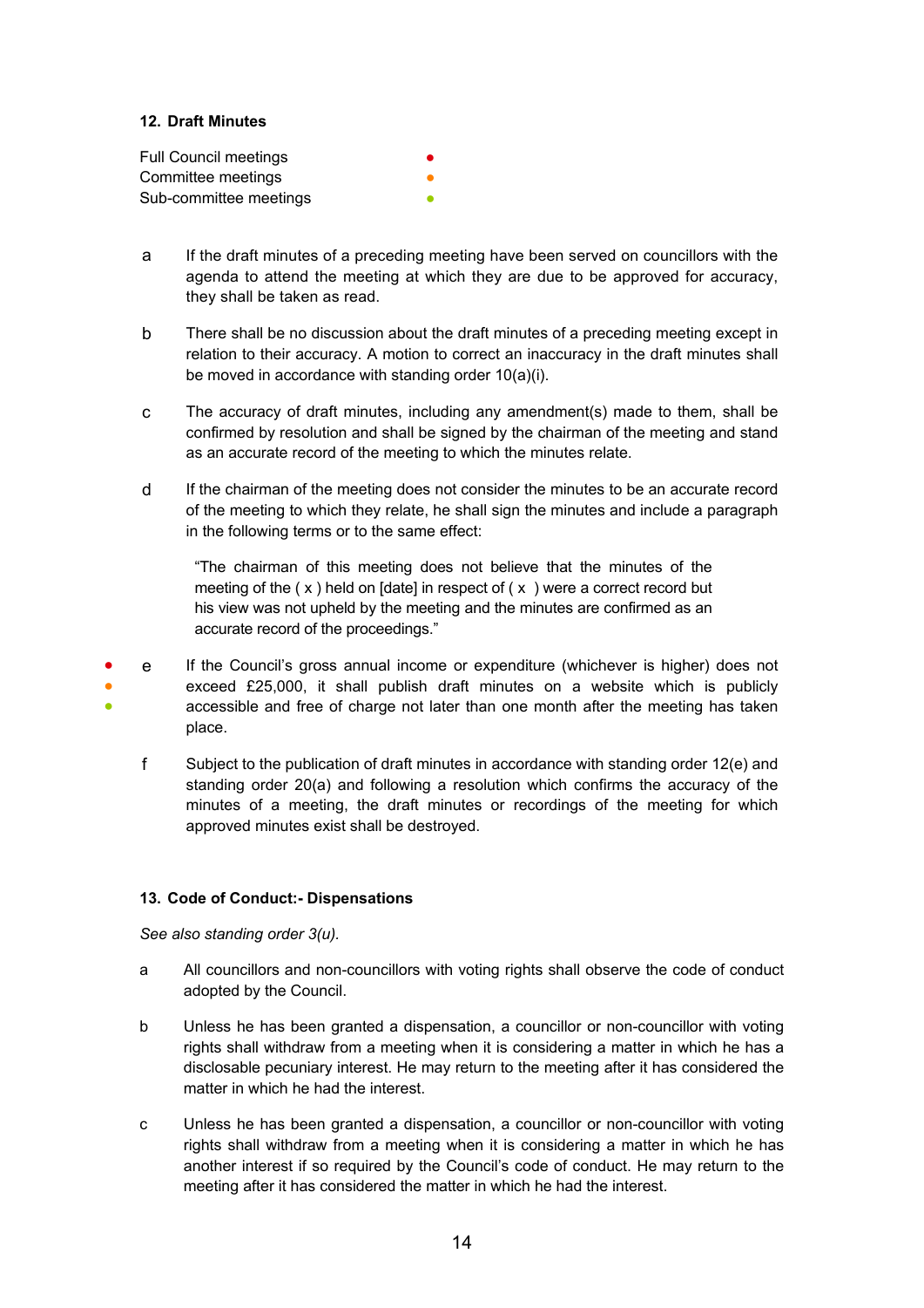**12. Draft Minutes**

Full Council meetings ●
Committee meetings ●
Sub-committee meetings ●

a If the draft minutes of a preceding meeting have been served on councillors with the agenda to attend the meeting at which they are due to be approved for accuracy, they shall be taken as read.

b There shall be no discussion about the draft minutes of a preceding meeting except in relation to their accuracy. A motion to correct an inaccuracy in the draft minutes shall be moved in accordance with standing order 10(a)(i).

c The accuracy of draft minutes, including any amendment(s) made to them, shall be confirmed by resolution and shall be signed by the chairman of the meeting and stand as an accurate record of the meeting to which the minutes relate.

d If the chairman of the meeting does not consider the minutes to be an accurate record of the meeting to which they relate, he shall sign the minutes and include a paragraph in the following terms or to the same effect:

> "The chairman of this meeting does not believe that the minutes of the meeting of the ( x ) held on [date] in respect of ( x ) were a correct record but his view was not upheld by the meeting and the minutes are confirmed as an accurate record of the proceedings."

● ● ● e If the Council's gross annual income or expenditure (whichever is higher) does not exceed £25,000, it shall publish draft minutes on a website which is publicly accessible and free of charge not later than one month after the meeting has taken place.

f Subject to the publication of draft minutes in accordance with standing order 12(e) and standing order 20(a) and following a resolution which confirms the accuracy of the minutes of a meeting, the draft minutes or recordings of the meeting for which approved minutes exist shall be destroyed.

**13. Code of Conduct:- Dispensations**

*See also standing order 3(u).*

a All councillors and non-councillors with voting rights shall observe the code of conduct adopted by the Council.

b Unless he has been granted a dispensation, a councillor or non-councillor with voting rights shall withdraw from a meeting when it is considering a matter in which he has a disclosable pecuniary interest. He may return to the meeting after it has considered the matter in which he had the interest.

c Unless he has been granted a dispensation, a councillor or non-councillor with voting rights shall withdraw from a meeting when it is considering a matter in which he has another interest if so required by the Council's code of conduct. He may return to the meeting after it has considered the matter in which he had the interest.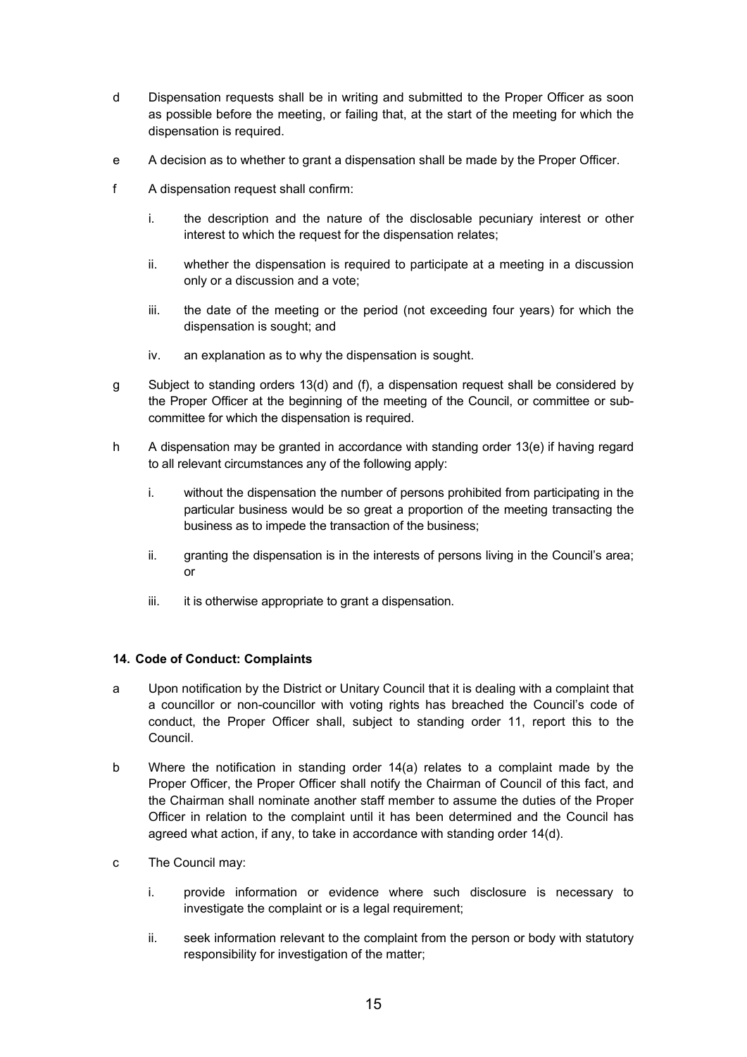d Dispensation requests shall be in writing and submitted to the Proper Officer as soon as possible before the meeting, or failing that, at the start of the meeting for which the dispensation is required.

e A decision as to whether to grant a dispensation shall be made by the Proper Officer.

f A dispensation request shall confirm:

  i. the description and the nature of the disclosable pecuniary interest or other interest to which the request for the dispensation relates;

  ii. whether the dispensation is required to participate at a meeting in a discussion only or a discussion and a vote;

  iii. the date of the meeting or the period (not exceeding four years) for which the dispensation is sought; and

  iv. an explanation as to why the dispensation is sought.

g Subject to standing orders 13(d) and (f), a dispensation request shall be considered by the Proper Officer at the beginning of the meeting of the Council, or committee or sub-committee for which the dispensation is required.

h A dispensation may be granted in accordance with standing order 13(e) if having regard to all relevant circumstances any of the following apply:

  i. without the dispensation the number of persons prohibited from participating in the particular business would be so great a proportion of the meeting transacting the business as to impede the transaction of the business;

  ii. granting the dispensation is in the interests of persons living in the Council's area; or

  iii. it is otherwise appropriate to grant a dispensation.

**14. Code of Conduct: Complaints**

a Upon notification by the District or Unitary Council that it is dealing with a complaint that a councillor or non-councillor with voting rights has breached the Council's code of conduct, the Proper Officer shall, subject to standing order 11, report this to the Council.

b Where the notification in standing order 14(a) relates to a complaint made by the Proper Officer, the Proper Officer shall notify the Chairman of Council of this fact, and the Chairman shall nominate another staff member to assume the duties of the Proper Officer in relation to the complaint until it has been determined and the Council has agreed what action, if any, to take in accordance with standing order 14(d).

c The Council may:

  i. provide information or evidence where such disclosure is necessary to investigate the complaint or is a legal requirement;

  ii. seek information relevant to the complaint from the person or body with statutory responsibility for investigation of the matter;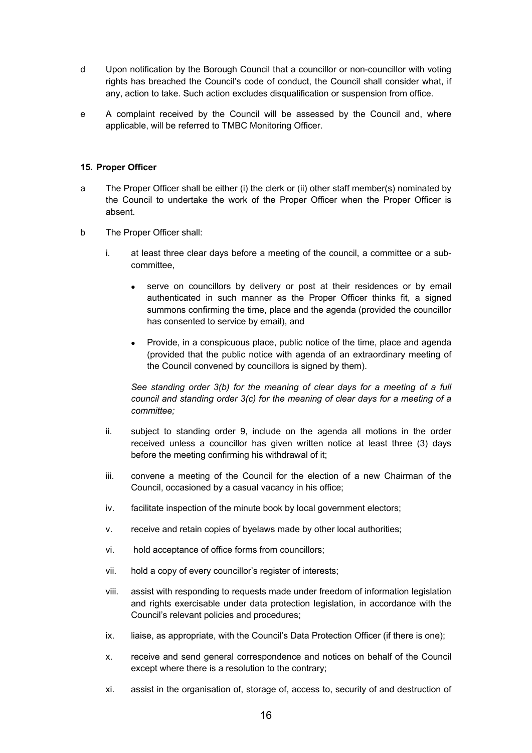d Upon notification by the Borough Council that a councillor or non-councillor with voting rights has breached the Council's code of conduct, the Council shall consider what, if any, action to take. Such action excludes disqualification or suspension from office.

e A complaint received by the Council will be assessed by the Council and, where applicable, will be referred to TMBC Monitoring Officer.

**15. Proper Officer**

a The Proper Officer shall be either (i) the clerk or (ii) other staff member(s) nominated by the Council to undertake the work of the Proper Officer when the Proper Officer is absent.

b The Proper Officer shall:

i. at least three clear days before a meeting of the council, a committee or a sub-committee,

- serve on councillors by delivery or post at their residences or by email authenticated in such manner as the Proper Officer thinks fit, a signed summons confirming the time, place and the agenda (provided the councillor has consented to service by email), and
- Provide, in a conspicuous place, public notice of the time, place and agenda (provided that the public notice with agenda of an extraordinary meeting of the Council convened by councillors is signed by them).

*See standing order 3(b) for the meaning of clear days for a meeting of a full council and standing order 3(c) for the meaning of clear days for a meeting of a committee;*

ii. subject to standing order 9, include on the agenda all motions in the order received unless a councillor has given written notice at least three (3) days before the meeting confirming his withdrawal of it;

iii. convene a meeting of the Council for the election of a new Chairman of the Council, occasioned by a casual vacancy in his office;

iv. facilitate inspection of the minute book by local government electors;

v. receive and retain copies of byelaws made by other local authorities;

vi. hold acceptance of office forms from councillors;

vii. hold a copy of every councillor's register of interests;

viii. assist with responding to requests made under freedom of information legislation and rights exercisable under data protection legislation, in accordance with the Council's relevant policies and procedures;

ix. liaise, as appropriate, with the Council's Data Protection Officer (if there is one);

x. receive and send general correspondence and notices on behalf of the Council except where there is a resolution to the contrary;

xi. assist in the organisation of, storage of, access to, security of and destruction of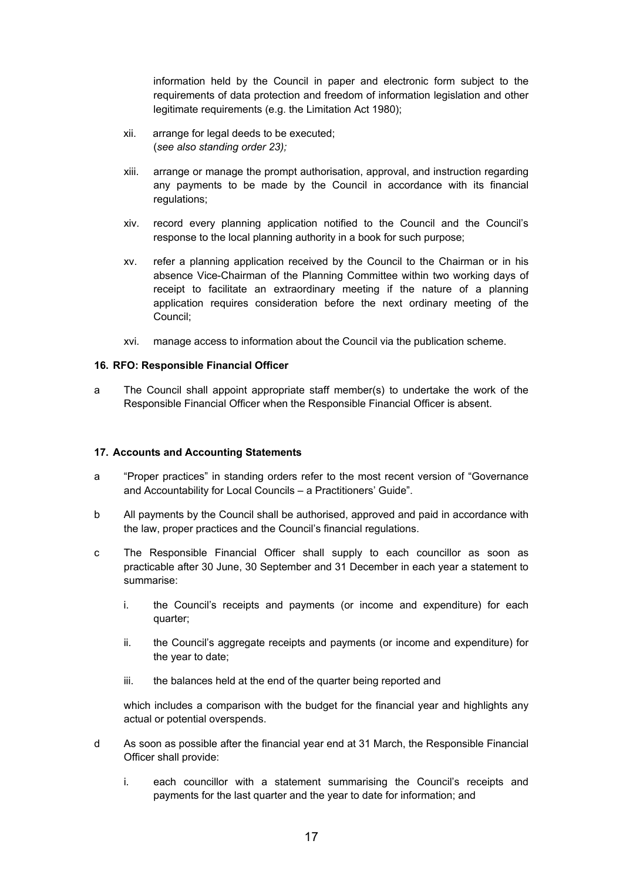information held by the Council in paper and electronic form subject to the requirements of data protection and freedom of information legislation and other legitimate requirements (e.g. the Limitation Act 1980);

xii. arrange for legal deeds to be executed;
(*see also standing order 23);*

xiii. arrange or manage the prompt authorisation, approval, and instruction regarding any payments to be made by the Council in accordance with its financial regulations;

xiv. record every planning application notified to the Council and the Council's response to the local planning authority in a book for such purpose;

xv. refer a planning application received by the Council to the Chairman or in his absence Vice-Chairman of the Planning Committee within two working days of receipt to facilitate an extraordinary meeting if the nature of a planning application requires consideration before the next ordinary meeting of the Council;

xvi. manage access to information about the Council via the publication scheme.

**16. RFO: Responsible Financial Officer**

a The Council shall appoint appropriate staff member(s) to undertake the work of the Responsible Financial Officer when the Responsible Financial Officer is absent.

**17. Accounts and Accounting Statements**

a "Proper practices" in standing orders refer to the most recent version of "Governance and Accountability for Local Councils – a Practitioners' Guide".

b All payments by the Council shall be authorised, approved and paid in accordance with the law, proper practices and the Council's financial regulations.

c The Responsible Financial Officer shall supply to each councillor as soon as practicable after 30 June, 30 September and 31 December in each year a statement to summarise:

i. the Council's receipts and payments (or income and expenditure) for each quarter;

ii. the Council's aggregate receipts and payments (or income and expenditure) for the year to date;

iii. the balances held at the end of the quarter being reported and

which includes a comparison with the budget for the financial year and highlights any actual or potential overspends.

d As soon as possible after the financial year end at 31 March, the Responsible Financial Officer shall provide:

i. each councillor with a statement summarising the Council's receipts and payments for the last quarter and the year to date for information; and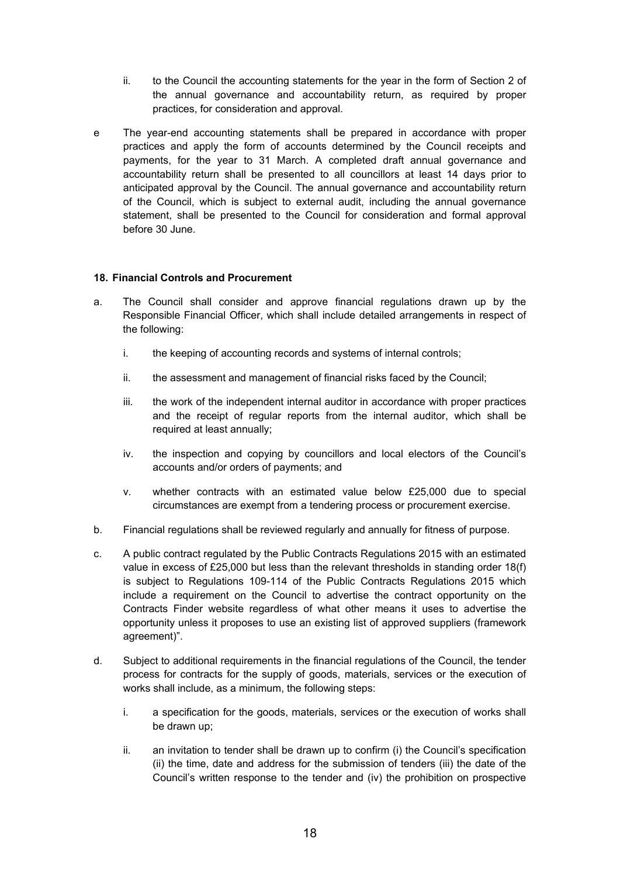ii. to the Council the accounting statements for the year in the form of Section 2 of the annual governance and accountability return, as required by proper practices, for consideration and approval.

e The year-end accounting statements shall be prepared in accordance with proper practices and apply the form of accounts determined by the Council receipts and payments, for the year to 31 March. A completed draft annual governance and accountability return shall be presented to all councillors at least 14 days prior to anticipated approval by the Council. The annual governance and accountability return of the Council, which is subject to external audit, including the annual governance statement, shall be presented to the Council for consideration and formal approval before 30 June.

**18. Financial Controls and Procurement**

a. The Council shall consider and approve financial regulations drawn up by the Responsible Financial Officer, which shall include detailed arrangements in respect of the following:

   i. the keeping of accounting records and systems of internal controls;

   ii. the assessment and management of financial risks faced by the Council;

   iii. the work of the independent internal auditor in accordance with proper practices and the receipt of regular reports from the internal auditor, which shall be required at least annually;

   iv. the inspection and copying by councillors and local electors of the Council's accounts and/or orders of payments; and

   v. whether contracts with an estimated value below £25,000 due to special circumstances are exempt from a tendering process or procurement exercise.

b. Financial regulations shall be reviewed regularly and annually for fitness of purpose.

c. A public contract regulated by the Public Contracts Regulations 2015 with an estimated value in excess of £25,000 but less than the relevant thresholds in standing order 18(f) is subject to Regulations 109-114 of the Public Contracts Regulations 2015 which include a requirement on the Council to advertise the contract opportunity on the Contracts Finder website regardless of what other means it uses to advertise the opportunity unless it proposes to use an existing list of approved suppliers (framework agreement)".

d. Subject to additional requirements in the financial regulations of the Council, the tender process for contracts for the supply of goods, materials, services or the execution of works shall include, as a minimum, the following steps:

   i. a specification for the goods, materials, services or the execution of works shall be drawn up;

   ii. an invitation to tender shall be drawn up to confirm (i) the Council's specification (ii) the time, date and address for the submission of tenders (iii) the date of the Council's written response to the tender and (iv) the prohibition on prospective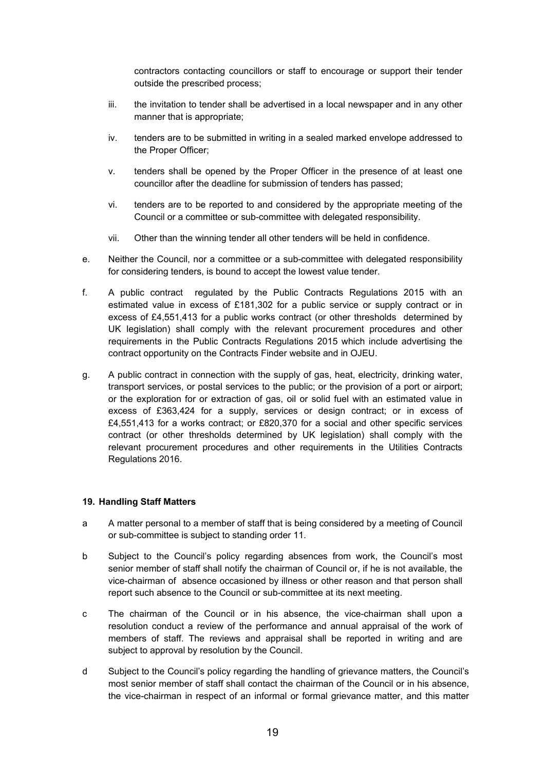contractors contacting councillors or staff to encourage or support their tender outside the prescribed process;

iii. the invitation to tender shall be advertised in a local newspaper and in any other manner that is appropriate;

iv. tenders are to be submitted in writing in a sealed marked envelope addressed to the Proper Officer;

v. tenders shall be opened by the Proper Officer in the presence of at least one councillor after the deadline for submission of tenders has passed;

vi. tenders are to be reported to and considered by the appropriate meeting of the Council or a committee or sub-committee with delegated responsibility.

vii. Other than the winning tender all other tenders will be held in confidence.

e. Neither the Council, nor a committee or a sub-committee with delegated responsibility for considering tenders, is bound to accept the lowest value tender.

f. A public contract regulated by the Public Contracts Regulations 2015 with an estimated value in excess of £181,302 for a public service or supply contract or in excess of £4,551,413 for a public works contract (or other thresholds determined by UK legislation) shall comply with the relevant procurement procedures and other requirements in the Public Contracts Regulations 2015 which include advertising the contract opportunity on the Contracts Finder website and in OJEU.

g. A public contract in connection with the supply of gas, heat, electricity, drinking water, transport services, or postal services to the public; or the provision of a port or airport; or the exploration for or extraction of gas, oil or solid fuel with an estimated value in excess of £363,424 for a supply, services or design contract; or in excess of £4,551,413 for a works contract; or £820,370 for a social and other specific services contract (or other thresholds determined by UK legislation) shall comply with the relevant procurement procedures and other requirements in the Utilities Contracts Regulations 2016.

**19. Handling Staff Matters**

a A matter personal to a member of staff that is being considered by a meeting of Council or sub-committee is subject to standing order 11.

b Subject to the Council's policy regarding absences from work, the Council's most senior member of staff shall notify the chairman of Council or, if he is not available, the vice-chairman of absence occasioned by illness or other reason and that person shall report such absence to the Council or sub-committee at its next meeting.

c The chairman of the Council or in his absence, the vice-chairman shall upon a resolution conduct a review of the performance and annual appraisal of the work of members of staff. The reviews and appraisal shall be reported in writing and are subject to approval by resolution by the Council.

d Subject to the Council's policy regarding the handling of grievance matters, the Council's most senior member of staff shall contact the chairman of the Council or in his absence, the vice-chairman in respect of an informal or formal grievance matter, and this matter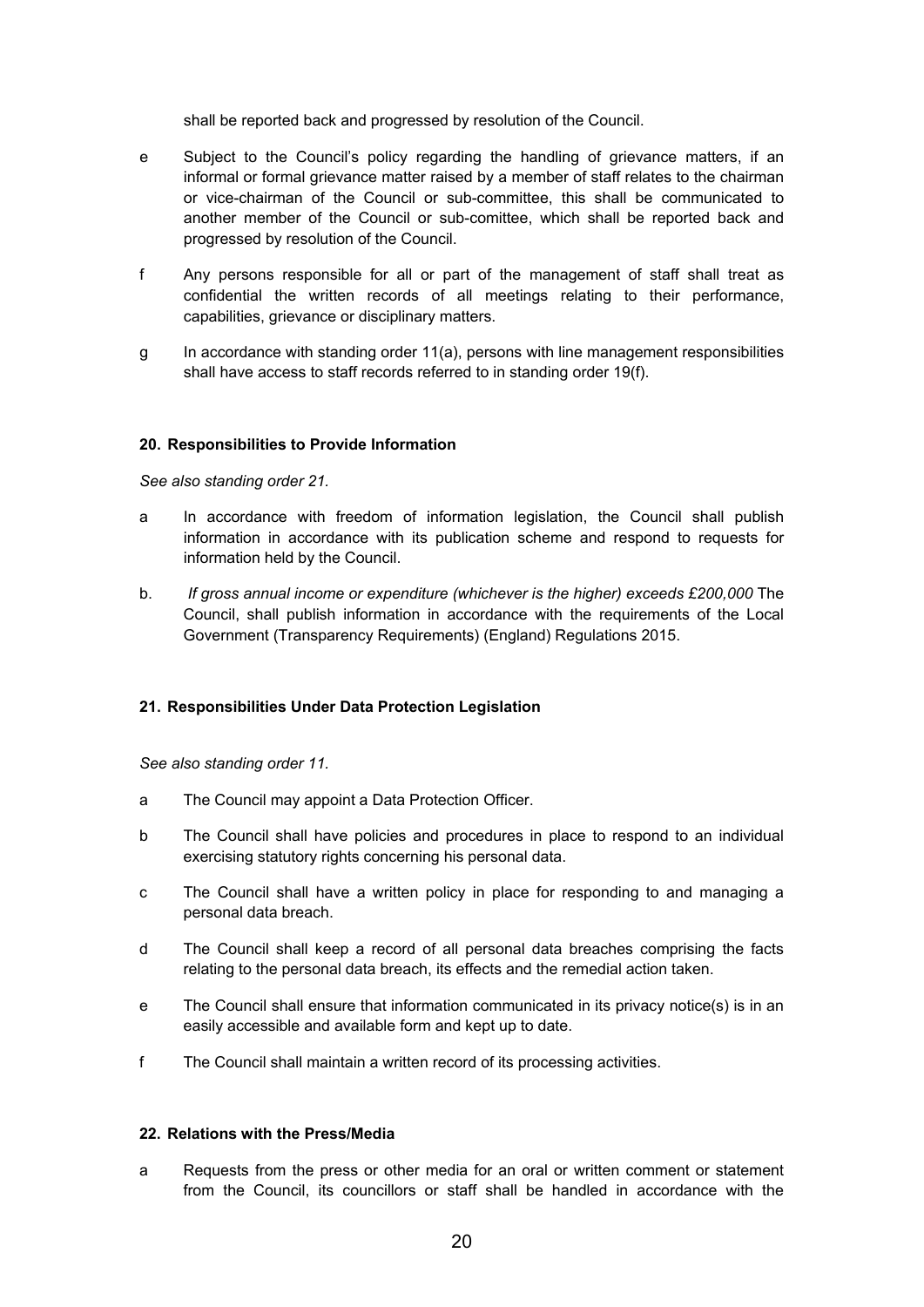shall be reported back and progressed by resolution of the Council.

e Subject to the Council's policy regarding the handling of grievance matters, if an informal or formal grievance matter raised by a member of staff relates to the chairman or vice-chairman of the Council or sub-committee, this shall be communicated to another member of the Council or sub-comittee, which shall be reported back and progressed by resolution of the Council.

f Any persons responsible for all or part of the management of staff shall treat as confidential the written records of all meetings relating to their performance, capabilities, grievance or disciplinary matters.

g In accordance with standing order 11(a), persons with line management responsibilities shall have access to staff records referred to in standing order 19(f).

**20. Responsibilities to Provide Information**

*See also standing order 21.*

a In accordance with freedom of information legislation, the Council shall publish information in accordance with its publication scheme and respond to requests for information held by the Council.

b. *If gross annual income or expenditure (whichever is the higher) exceeds £200,000* The Council, shall publish information in accordance with the requirements of the Local Government (Transparency Requirements) (England) Regulations 2015.

**21. Responsibilities Under Data Protection Legislation**

*See also standing order 11.*

a The Council may appoint a Data Protection Officer.

b The Council shall have policies and procedures in place to respond to an individual exercising statutory rights concerning his personal data.

c The Council shall have a written policy in place for responding to and managing a personal data breach.

d The Council shall keep a record of all personal data breaches comprising the facts relating to the personal data breach, its effects and the remedial action taken.

e The Council shall ensure that information communicated in its privacy notice(s) is in an easily accessible and available form and kept up to date.

f The Council shall maintain a written record of its processing activities.

**22. Relations with the Press/Media**

a Requests from the press or other media for an oral or written comment or statement from the Council, its councillors or staff shall be handled in accordance with the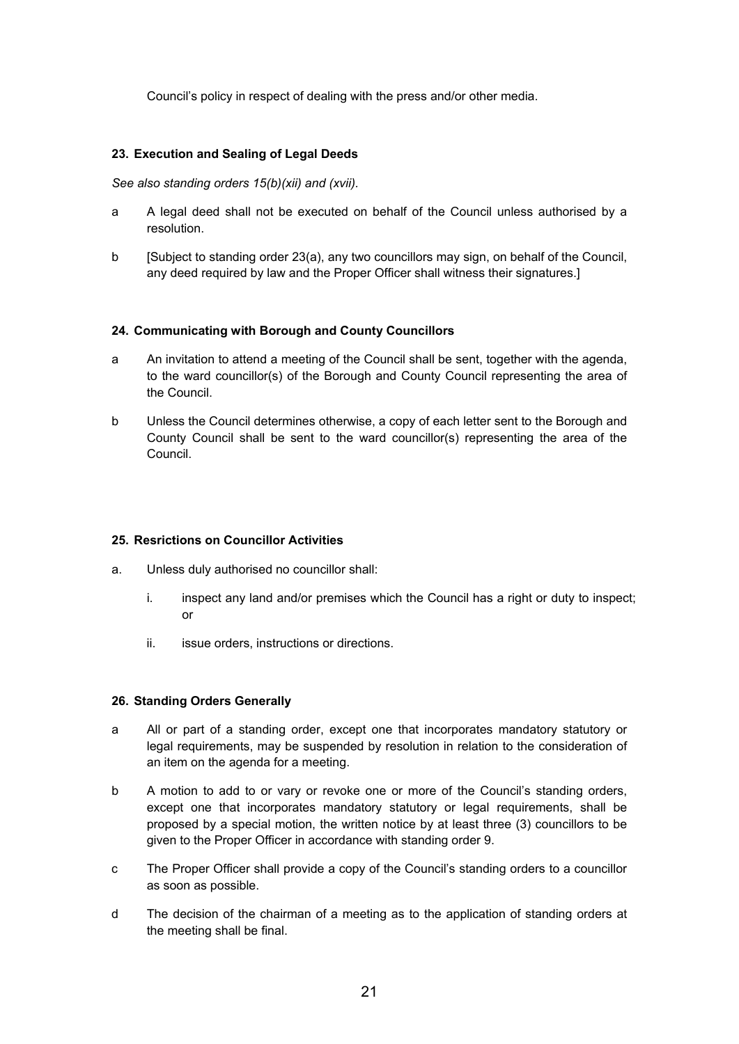Council's policy in respect of dealing with the press and/or other media.

### 23. Execution and Sealing of Legal Deeds

*See also standing orders 15(b)(xii) and (xvii).*

a A legal deed shall not be executed on behalf of the Council unless authorised by a resolution.

b [Subject to standing order 23(a), any two councillors may sign, on behalf of the Council, any deed required by law and the Proper Officer shall witness their signatures.]

### 24. Communicating with Borough and County Councillors

a An invitation to attend a meeting of the Council shall be sent, together with the agenda, to the ward councillor(s) of the Borough and County Council representing the area of the Council.

b Unless the Council determines otherwise, a copy of each letter sent to the Borough and County Council shall be sent to the ward councillor(s) representing the area of the Council.

### 25. Resrictions on Councillor Activities

a. Unless duly authorised no councillor shall:

   i. inspect any land and/or premises which the Council has a right or duty to inspect; or

   ii. issue orders, instructions or directions.

### 26. Standing Orders Generally

a All or part of a standing order, except one that incorporates mandatory statutory or legal requirements, may be suspended by resolution in relation to the consideration of an item on the agenda for a meeting.

b A motion to add to or vary or revoke one or more of the Council's standing orders, except one that incorporates mandatory statutory or legal requirements, shall be proposed by a special motion, the written notice by at least three (3) councillors to be given to the Proper Officer in accordance with standing order 9.

c The Proper Officer shall provide a copy of the Council's standing orders to a councillor as soon as possible.

d The decision of the chairman of a meeting as to the application of standing orders at the meeting shall be final.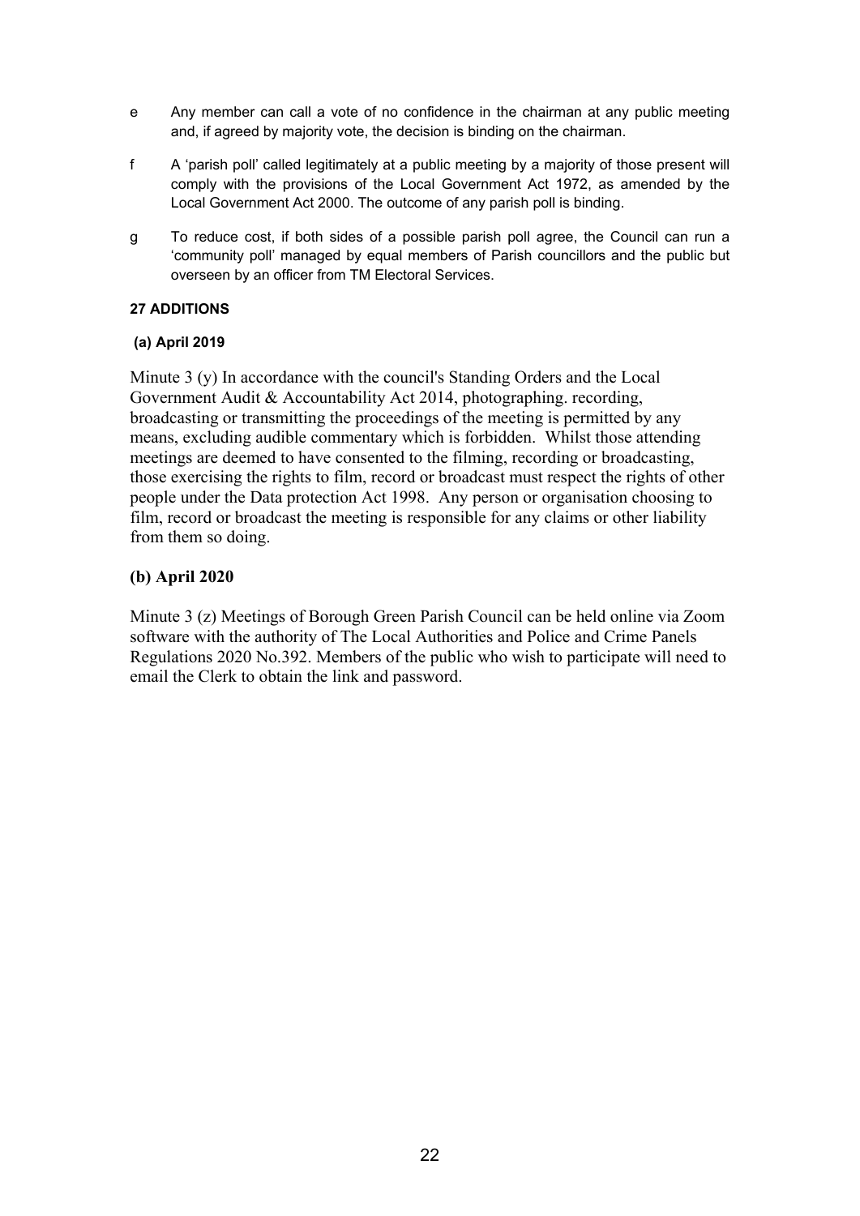e Any member can call a vote of no confidence in the chairman at any public meeting and, if agreed by majority vote, the decision is binding on the chairman.

f A 'parish poll' called legitimately at a public meeting by a majority of those present will comply with the provisions of the Local Government Act 1972, as amended by the Local Government Act 2000. The outcome of any parish poll is binding.

g To reduce cost, if both sides of a possible parish poll agree, the Council can run a 'community poll' managed by equal members of Parish councillors and the public but overseen by an officer from TM Electoral Services.

**27 ADDITIONS**

**(a) April 2019**

Minute 3 (y) In accordance with the council's Standing Orders and the Local Government Audit & Accountability Act 2014, photographing. recording, broadcasting or transmitting the proceedings of the meeting is permitted by any means, excluding audible commentary which is forbidden. Whilst those attending meetings are deemed to have consented to the filming, recording or broadcasting, those exercising the rights to film, record or broadcast must respect the rights of other people under the Data protection Act 1998. Any person or organisation choosing to film, record or broadcast the meeting is responsible for any claims or other liability from them so doing.

**(b) April 2020**

Minute 3 (z) Meetings of Borough Green Parish Council can be held online via Zoom software with the authority of The Local Authorities and Police and Crime Panels Regulations 2020 No.392. Members of the public who wish to participate will need to email the Clerk to obtain the link and password.